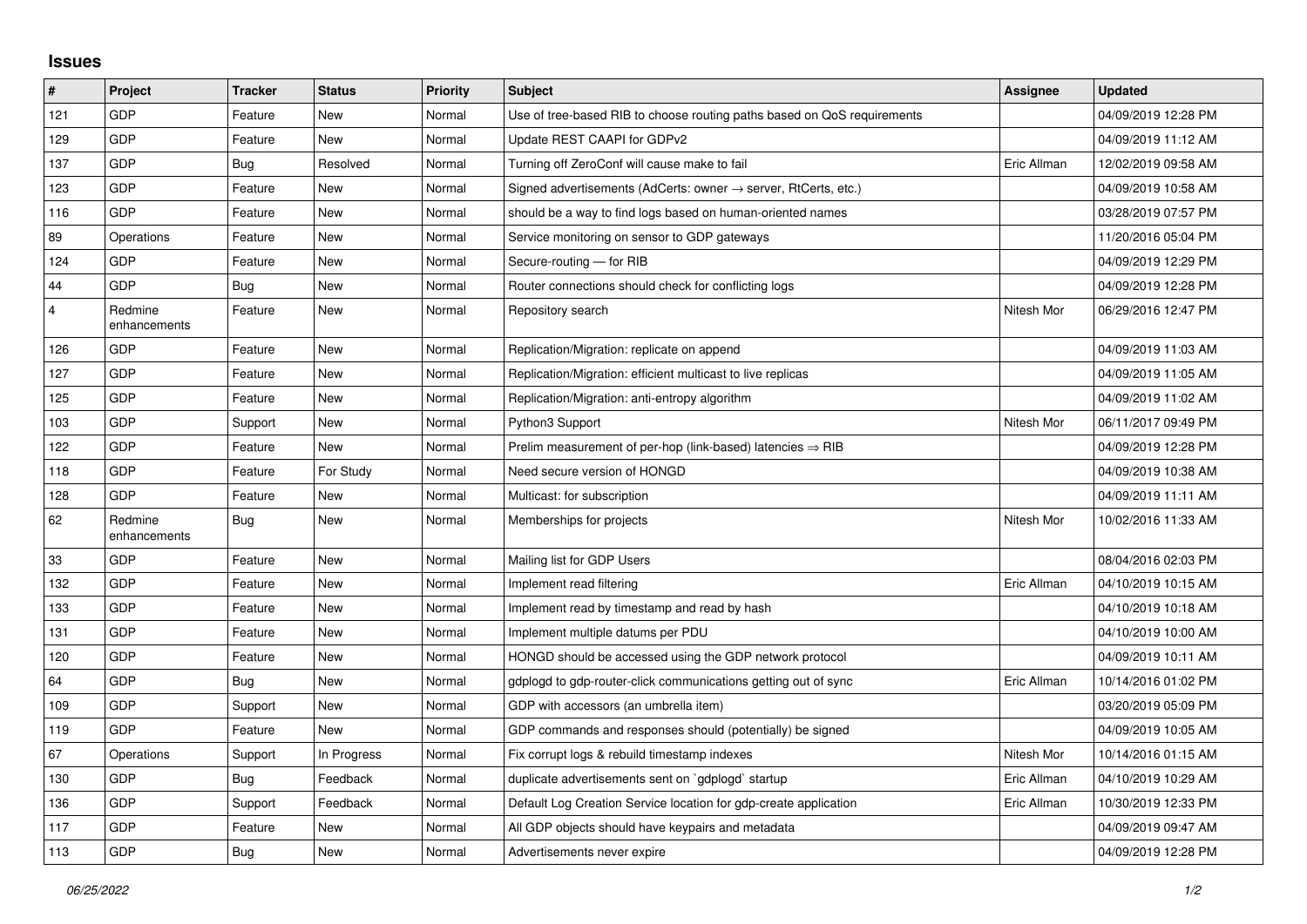## Issues

| # | Project | Tracker | Status | Priority | Subject | Assignee | Updated |
|---|---|---|---|---|---|---|---|
| 121 | GDP | Feature | New | Normal | Use of tree-based RIB to choose routing paths based on QoS requirements | | 04/09/2019 12:28 PM |
| 129 | GDP | Feature | New | Normal | Update REST CAAPI for GDPv2 | | 04/09/2019 11:12 AM |
| 137 | GDP | Bug | Resolved | Normal | Turning off ZeroConf will cause make to fail | Eric Allman | 12/02/2019 09:58 AM |
| 123 | GDP | Feature | New | Normal | Signed advertisements (AdCerts: owner → server, RtCerts, etc.) | | 04/09/2019 10:58 AM |
| 116 | GDP | Feature | New | Normal | should be a way to find logs based on human-oriented names | | 03/28/2019 07:57 PM |
| 89 | Operations | Feature | New | Normal | Service monitoring on sensor to GDP gateways | | 11/20/2016 05:04 PM |
| 124 | GDP | Feature | New | Normal | Secure-routing — for RIB | | 04/09/2019 12:29 PM |
| 44 | GDP | Bug | New | Normal | Router connections should check for conflicting logs | | 04/09/2019 12:28 PM |
| 4 | Redmine enhancements | Feature | New | Normal | Repository search | Nitesh Mor | 06/29/2016 12:47 PM |
| 126 | GDP | Feature | New | Normal | Replication/Migration: replicate on append | | 04/09/2019 11:03 AM |
| 127 | GDP | Feature | New | Normal | Replication/Migration: efficient multicast to live replicas | | 04/09/2019 11:05 AM |
| 125 | GDP | Feature | New | Normal | Replication/Migration: anti-entropy algorithm | | 04/09/2019 11:02 AM |
| 103 | GDP | Support | New | Normal | Python3 Support | Nitesh Mor | 06/11/2017 09:49 PM |
| 122 | GDP | Feature | New | Normal | Prelim measurement of per-hop (link-based) latencies ⇒ RIB | | 04/09/2019 12:28 PM |
| 118 | GDP | Feature | For Study | Normal | Need secure version of HONGD | | 04/09/2019 10:38 AM |
| 128 | GDP | Feature | New | Normal | Multicast: for subscription | | 04/09/2019 11:11 AM |
| 62 | Redmine enhancements | Bug | New | Normal | Memberships for projects | Nitesh Mor | 10/02/2016 11:33 AM |
| 33 | GDP | Feature | New | Normal | Mailing list for GDP Users | | 08/04/2016 02:03 PM |
| 132 | GDP | Feature | New | Normal | Implement read filtering | Eric Allman | 04/10/2019 10:15 AM |
| 133 | GDP | Feature | New | Normal | Implement read by timestamp and read by hash | | 04/10/2019 10:18 AM |
| 131 | GDP | Feature | New | Normal | Implement multiple datums per PDU | | 04/10/2019 10:00 AM |
| 120 | GDP | Feature | New | Normal | HONGD should be accessed using the GDP network protocol | | 04/09/2019 10:11 AM |
| 64 | GDP | Bug | New | Normal | gdplogd to gdp-router-click communications getting out of sync | Eric Allman | 10/14/2016 01:02 PM |
| 109 | GDP | Support | New | Normal | GDP with accessors (an umbrella item) | | 03/20/2019 05:09 PM |
| 119 | GDP | Feature | New | Normal | GDP commands and responses should (potentially) be signed | | 04/09/2019 10:05 AM |
| 67 | Operations | Support | In Progress | Normal | Fix corrupt logs & rebuild timestamp indexes | Nitesh Mor | 10/14/2016 01:15 AM |
| 130 | GDP | Bug | Feedback | Normal | duplicate advertisements sent on `gdplogd` startup | Eric Allman | 04/10/2019 10:29 AM |
| 136 | GDP | Support | Feedback | Normal | Default Log Creation Service location for gdp-create application | Eric Allman | 10/30/2019 12:33 PM |
| 117 | GDP | Feature | New | Normal | All GDP objects should have keypairs and metadata | | 04/09/2019 09:47 AM |
| 113 | GDP | Bug | New | Normal | Advertisements never expire | | 04/09/2019 12:28 PM |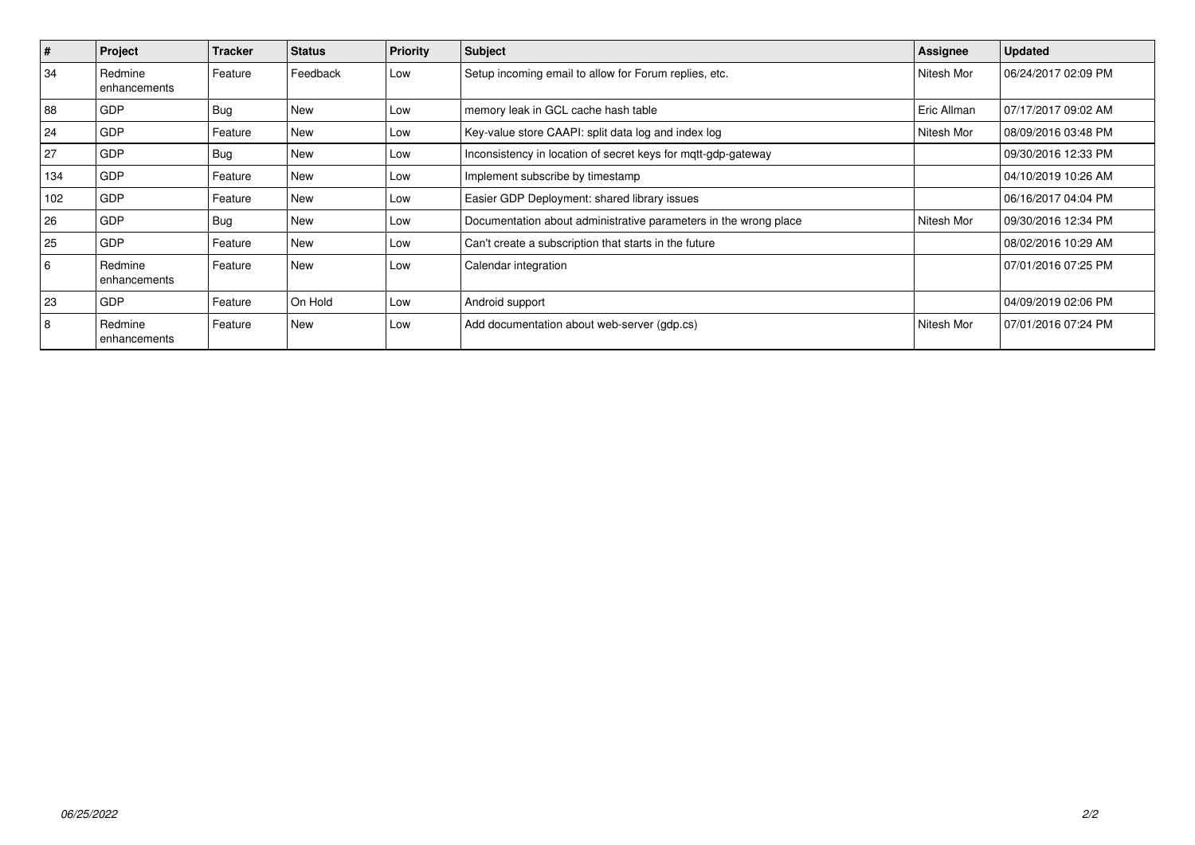| # | Project | Tracker | Status | Priority | Subject | Assignee | Updated |
|---|---|---|---|---|---|---|---|
| 34 | Redmine enhancements | Feature | Feedback | Low | Setup incoming email to allow for Forum replies, etc. | Nitesh Mor | 06/24/2017 02:09 PM |
| 88 | GDP | Bug | New | Low | memory leak in GCL cache hash table | Eric Allman | 07/17/2017 09:02 AM |
| 24 | GDP | Feature | New | Low | Key-value store CAAPI: split data log and index log | Nitesh Mor | 08/09/2016 03:48 PM |
| 27 | GDP | Bug | New | Low | Inconsistency in location of secret keys for mqtt-gdp-gateway | | 09/30/2016 12:33 PM |
| 134 | GDP | Feature | New | Low | Implement subscribe by timestamp | | 04/10/2019 10:26 AM |
| 102 | GDP | Feature | New | Low | Easier GDP Deployment: shared library issues | | 06/16/2017 04:04 PM |
| 26 | GDP | Bug | New | Low | Documentation about administrative parameters in the wrong place | Nitesh Mor | 09/30/2016 12:34 PM |
| 25 | GDP | Feature | New | Low | Can't create a subscription that starts in the future | | 08/02/2016 10:29 AM |
| 6 | Redmine enhancements | Feature | New | Low | Calendar integration | | 07/01/2016 07:25 PM |
| 23 | GDP | Feature | On Hold | Low | Android support | | 04/09/2019 02:06 PM |
| 8 | Redmine enhancements | Feature | New | Low | Add documentation about web-server (gdp.cs) | Nitesh Mor | 07/01/2016 07:24 PM |